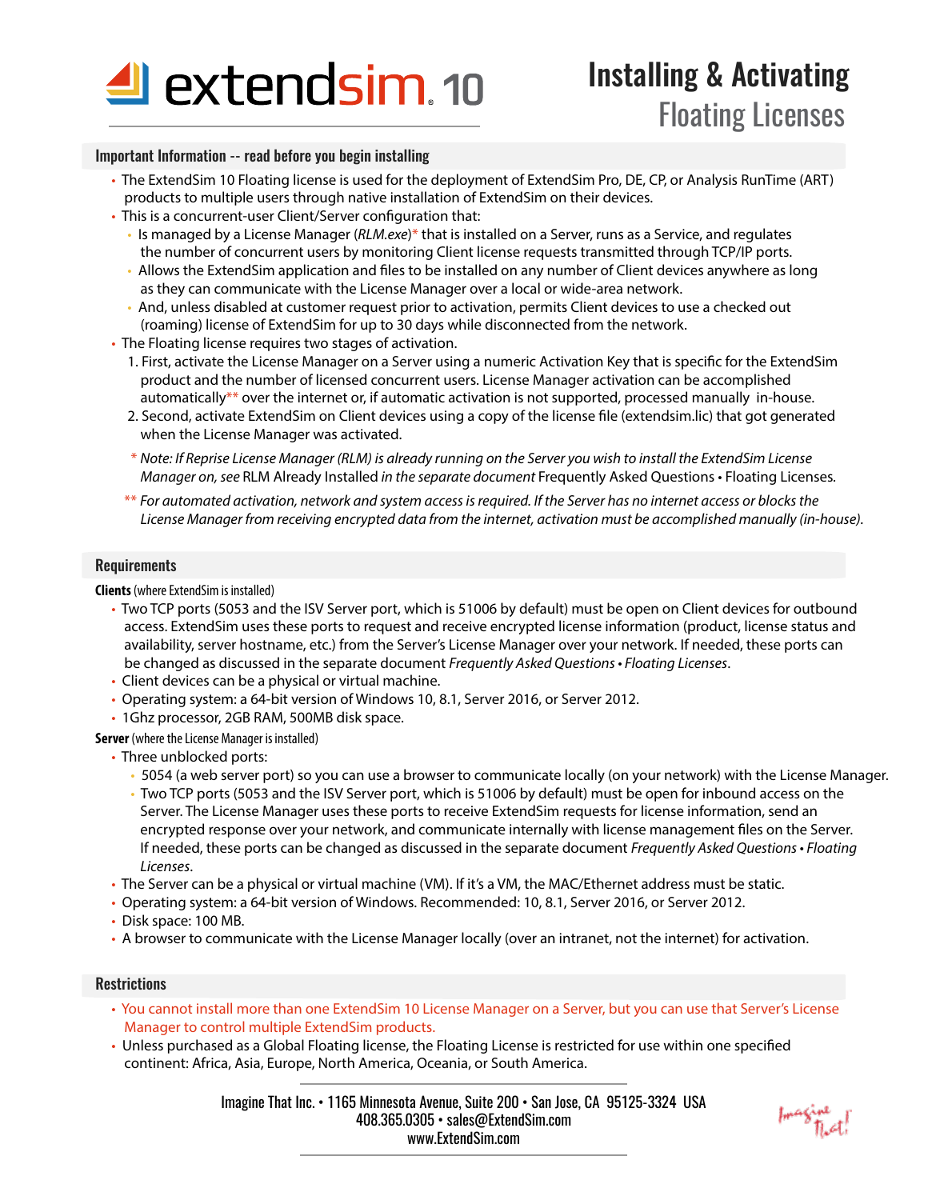# extendsim 10

# Installing & Activating Floating Licenses

## Important Information -- read before you begin installing

- The ExtendSim 10 Floating license is used for the deployment of ExtendSim Pro, DE, CP, or Analysis RunTime (ART) products to multiple users through native installation of ExtendSim on their devices.
- This is a concurrent-user Client/Server configuration that:
  - Is managed by a License Manager (*RLM.exe*)* that is installed on a Server, runs as a Service, and regulates the number of concurrent users by monitoring Client license requests transmitted through TCP/IP ports.
  - Allows the ExtendSim application and files to be installed on any number of Client devices anywhere as long as they can communicate with the License Manager over a local or wide-area network.
  - And, unless disabled at customer request prior to activation, permits Client devices to use a checked out (roaming) license of ExtendSim for up to 30 days while disconnected from the network.
- The Floating license requires two stages of activation.
  1. First, activate the License Manager on a Server using a numeric Activation Key that is specific for the ExtendSim product and the number of licensed concurrent users. License Manager activation can be accomplished automatically** over the internet or, if automatic activation is not supported, processed manually in-house.
  2. Second, activate ExtendSim on Client devices using a copy of the license file (extendsim.lic) that got generated when the License Manager was activated.

\* *Note: If Reprise License Manager (RLM) is already running on the Server you wish to install the ExtendSim License Manager on, see* RLM Already Installed *in the separate document* Frequently Asked Questions • Floating Licenses.

** *For automated activation, network and system access is required. If the Server has no internet access or blocks the License Manager from receiving encrypted data from the internet, activation must be accomplished manually (in-house).*

## Requirements

**Clients** (where ExtendSim is installed)

- Two TCP ports (5053 and the ISV Server port, which is 51006 by default) must be open on Client devices for outbound access. ExtendSim uses these ports to request and receive encrypted license information (product, license status and availability, server hostname, etc.) from the Server's License Manager over your network. If needed, these ports can be changed as discussed in the separate document *Frequently Asked Questions • Floating Licenses*.
- Client devices can be a physical or virtual machine.
- Operating system: a 64-bit version of Windows 10, 8.1, Server 2016, or Server 2012.
- 1Ghz processor, 2GB RAM, 500MB disk space.

**Server** (where the License Manager is installed)

- Three unblocked ports:
  - 5054 (a web server port) so you can use a browser to communicate locally (on your network) with the License Manager.
  - Two TCP ports (5053 and the ISV Server port, which is 51006 by default) must be open for inbound access on the Server. The License Manager uses these ports to receive ExtendSim requests for license information, send an encrypted response over your network, and communicate internally with license management files on the Server. If needed, these ports can be changed as discussed in the separate document *Frequently Asked Questions • Floating Licenses*.
- The Server can be a physical or virtual machine (VM). If it's a VM, the MAC/Ethernet address must be static.
- Operating system: a 64-bit version of Windows. Recommended: 10, 8.1, Server 2016, or Server 2012.
- Disk space: 100 MB.
- A browser to communicate with the License Manager locally (over an intranet, not the internet) for activation.

## Restrictions

- You cannot install more than one ExtendSim 10 License Manager on a Server, but you can use that Server's License Manager to control multiple ExtendSim products.
- Unless purchased as a Global Floating license, the Floating License is restricted for use within one specified continent: Africa, Asia, Europe, North America, Oceania, or South America.

Imagine That Inc. • 1165 Minnesota Avenue, Suite 200 • San Jose, CA 95125-3324 USA
408.365.0305 • sales@ExtendSim.com
www.ExtendSim.com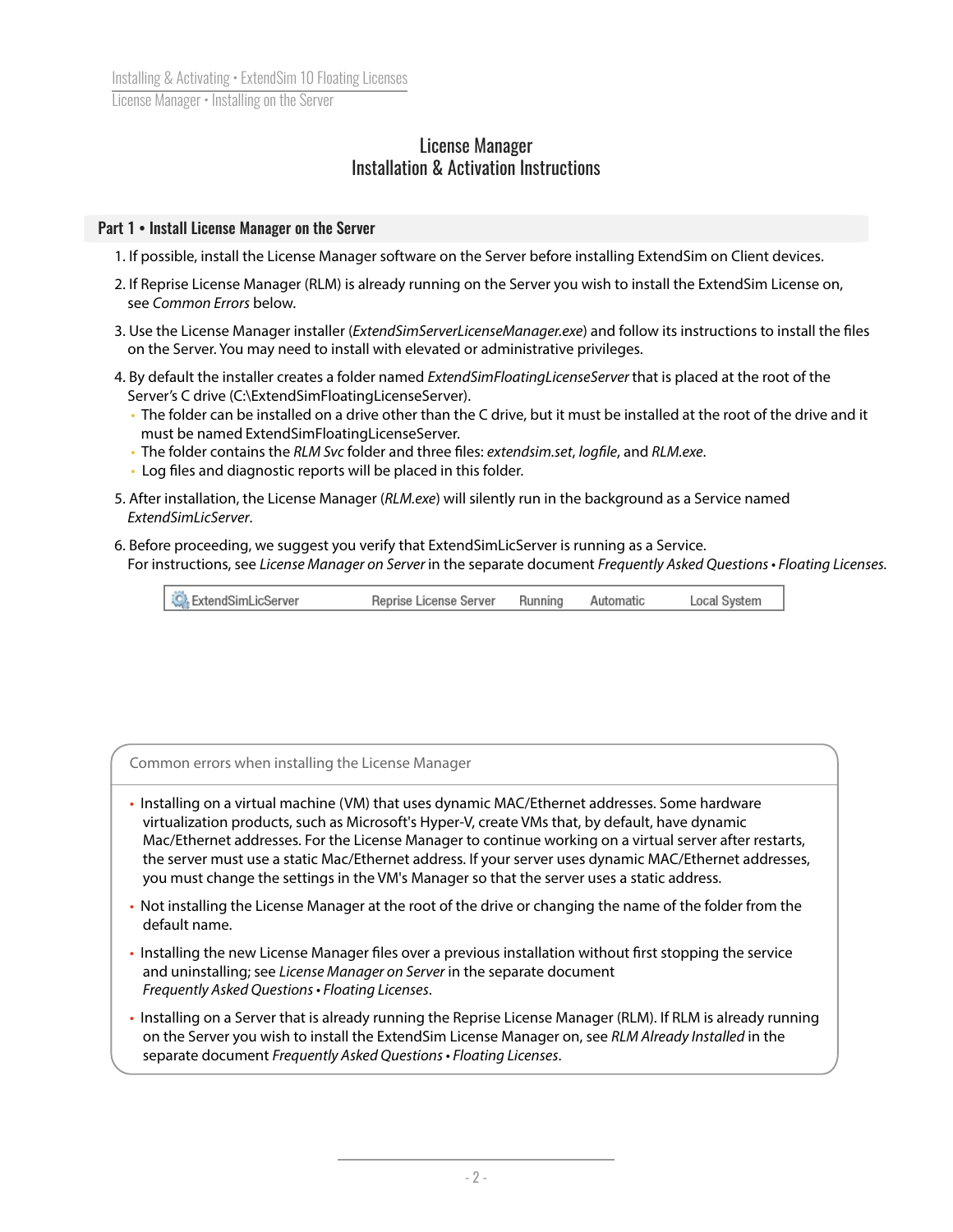# License Manager
## Installation & Activation Instructions

### Part 1 • Install License Manager on the Server

1. If possible, install the License Manager software on the Server before installing ExtendSim on Client devices.
2. If Reprise License Manager (RLM) is already running on the Server you wish to install the ExtendSim License on, see *Common Errors* below.
3. Use the License Manager installer (*ExtendSimServerLicenseManager.exe*) and follow its instructions to install the files on the Server. You may need to install with elevated or administrative privileges.
4. By default the installer creates a folder named *ExtendSimFloatingLicenseServer* that is placed at the root of the Server's C drive (C:\ExtendSimFloatingLicenseServer).
   - The folder can be installed on a drive other than the C drive, but it must be installed at the root of the drive and it must be named ExtendSimFloatingLicenseServer.
   - The folder contains the *RLM Svc* folder and three files: *extendsim.set*, *logfile*, and *RLM.exe*.
   - Log files and diagnostic reports will be placed in this folder.
5. After installation, the License Manager (*RLM.exe*) will silently run in the background as a Service named *ExtendSimLicServer*.
6. Before proceeding, we suggest you verify that ExtendSimLicServer is running as a Service. For instructions, see *License Manager on Server* in the separate document *Frequently Asked Questions • Floating Licenses.*

| ExtendSimLicServer | Reprise License Server | Running | Automatic | Local System |
|---|---|---|---|---|

**Common errors when installing the License Manager**

- Installing on a virtual machine (VM) that uses dynamic MAC/Ethernet addresses. Some hardware virtualization products, such as Microsoft's Hyper-V, create VMs that, by default, have dynamic Mac/Ethernet addresses. For the License Manager to continue working on a virtual server after restarts, the server must use a static Mac/Ethernet address. If your server uses dynamic MAC/Ethernet addresses, you must change the settings in the VM's Manager so that the server uses a static address.
- Not installing the License Manager at the root of the drive or changing the name of the folder from the default name.
- Installing the new License Manager files over a previous installation without first stopping the service and uninstalling; see *License Manager on Server* in the separate document *Frequently Asked Questions • Floating Licenses*.
- Installing on a Server that is already running the Reprise License Manager (RLM). If RLM is already running on the Server you wish to install the ExtendSim License Manager on, see *RLM Already Installed* in the separate document *Frequently Asked Questions • Floating Licenses*.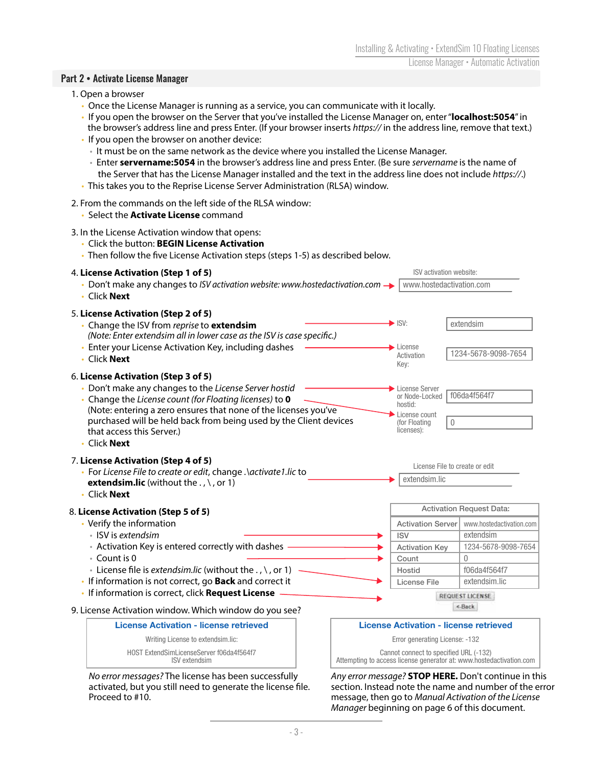## Part 2 • Activate License Manager

1. Open a browser
   - Once the License Manager is running as a service, you can communicate with it locally.
   - If you open the browser on the Server that you've installed the License Manager on, enter "**localhost:5054**" in the browser's address line and press Enter. (If your browser inserts *https://* in the address line, remove that text.)
   - If you open the browser on another device:
     - It must be on the same network as the device where you installed the License Manager.
     - Enter **servername:5054** in the browser's address line and press Enter. (Be sure *servername* is the name of the Server that has the License Manager installed and the text in the address line does not include *https://*.)
   - This takes you to the Reprise License Server Administration (RLSA) window.

2. From the commands on the left side of the RLSA window:
   - Select the **Activate License** command

3. In the License Activation window that opens:
   - Click the button: **BEGIN License Activation**
   - Then follow the five License Activation steps (steps 1-5) as described below.

4. **License Activation (Step 1 of 5)**
   - Don't make any changes to *ISV activation website: www.hostedactivation.com*
   - Click **Next**

   ISV activation website: www.hostedactivation.com

5. **License Activation (Step 2 of 5)**
   - Change the ISV from *reprise* to **extendsim**
     *(Note: Enter extendsim all in lower case as the ISV is case specific.)*
   - Enter your License Activation Key, including dashes
   - Click **Next**

   ISV: extendsim
   License Activation Key: 1234-5678-9098-7654

6. **License Activation (Step 3 of 5)**
   - Don't make any changes to the *License Server hostid*
   - Change the *License count (for Floating licenses)* to **0**
     (Note: entering a zero ensures that none of the licenses you've purchased will be held back from being used by the Client devices that access this Server.)
   - Click **Next**

   License Server or Node-Locked hostid: f06da4f564f7
   License count (for Floating licenses): 0

7. **License Activation (Step 4 of 5)**
   - For *License File to create or edit*, change *.\activate1.lic* to **extendsim.lic** (without the . , \ , or 1)
   - Click **Next**

   License File to create or edit: extendsim.lic

8. **License Activation (Step 5 of 5)**
   - Verify the information
     - ISV is *extendsim*
     - Activation Key is entered correctly with dashes
     - Count is 0
     - License file is *extendsim.lic* (without the . , \ , or 1)
   - If information is not correct, go **Back** and correct it
   - If information is correct, click **Request License**

| Activation Request Data: | |
|---|---|
| Activation Server | www.hostedactivation.com |
| ISV | extendsim |
| Activation Key | 1234-5678-9098-7654 |
| Count | 0 |
| Hostid | f06da4f564f7 |
| License File | extendsim.lic |

REQUEST LICENSE
<-Back

9. License Activation window. Which window do you see?

**License Activation - license retrieved**

Writing License to extendsim.lic:

HOST ExtendSimLicenseServer f06da4f564f7
ISV extendsim

*No error messages?* The license has been successfully activated, but you still need to generate the license file. Proceed to #10.

**License Activation - license retrieved**

Error generating License: -132

Cannot connect to specified URL (-132)
Attempting to access license generator at: www.hostedactivation.com

*Any error message?* **STOP HERE.** Don't continue in this section. Instead note the name and number of the error message, then go to *Manual Activation of the License Manager* beginning on page 6 of this document.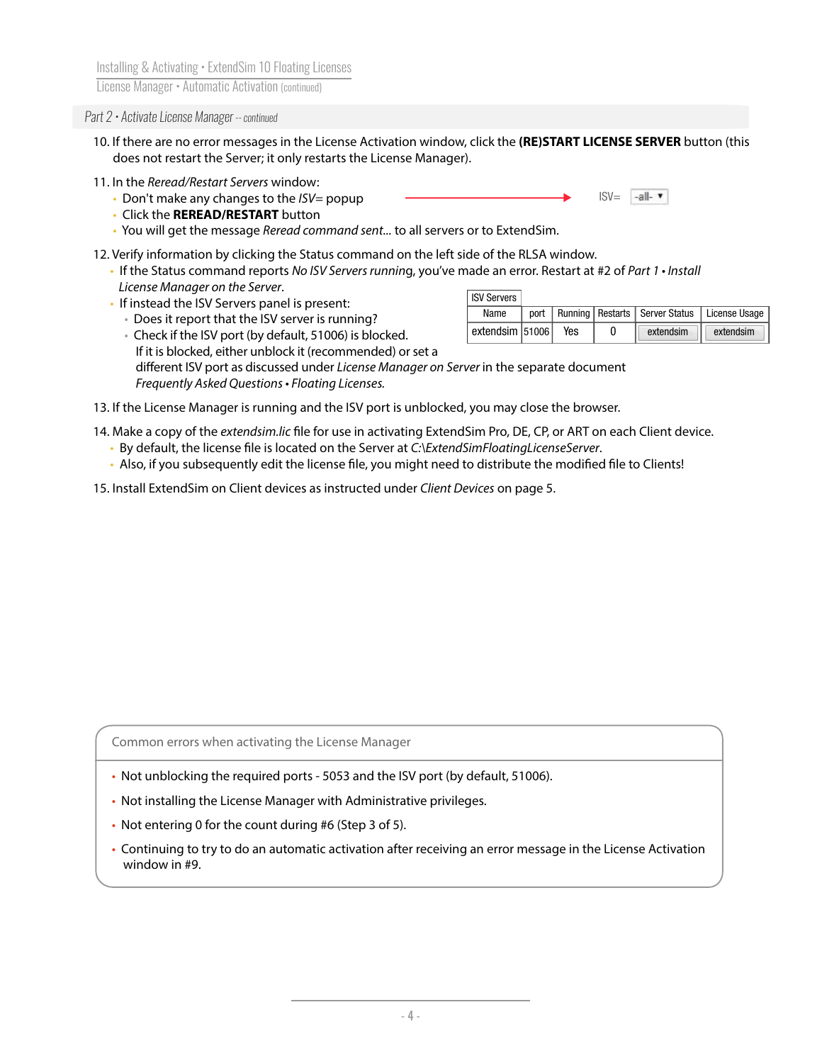## Part 2 • Activate License Manager -- continued

10. If there are no error messages in the License Activation window, click the **(RE)START LICENSE SERVER** button (this does not restart the Server; it only restarts the License Manager).
11. In the *Reread/Restart Servers* window:
    - Don't make any changes to the *ISV=* popup → ISV= -all-
    - Click the **REREAD/RESTART** button
    - You will get the message *Reread command sent...* to all servers or to ExtendSim.
12. Verify information by clicking the Status command on the left side of the RLSA window.
    - If the Status command reports *No ISV Servers running*, you've made an error. Restart at #2 of *Part 1 • Install License Manager on the Server*.
    - If instead the ISV Servers panel is present:
        - Does it report that the ISV server is running?
        - Check if the ISV port (by default, 51006) is blocked.

          If it is blocked, either unblock it (recommended) or set a different ISV port as discussed under *License Manager on Server* in the separate document *Frequently Asked Questions • Floating Licenses.*

| ISV Servers | | | | | |
|---|---|---|---|---|---|
| Name | port | Running | Restarts | Server Status | License Usage |
| extendsim | 51006 | Yes | 0 | extendsim | extendsim |

13. If the License Manager is running and the ISV port is unblocked, you may close the browser.
14. Make a copy of the *extendsim.lic* file for use in activating ExtendSim Pro, DE, CP, or ART on each Client device.
    - By default, the license file is located on the Server at *C:\ExtendSimFloatingLicenseServer*.
    - Also, if you subsequently edit the license file, you might need to distribute the modified file to Clients!
15. Install ExtendSim on Client devices as instructed under *Client Devices* on page 5.

### Common errors when activating the License Manager

- Not unblocking the required ports - 5053 and the ISV port (by default, 51006).
- Not installing the License Manager with Administrative privileges.
- Not entering 0 for the count during #6 (Step 3 of 5).
- Continuing to try to do an automatic activation after receiving an error message in the License Activation window in #9.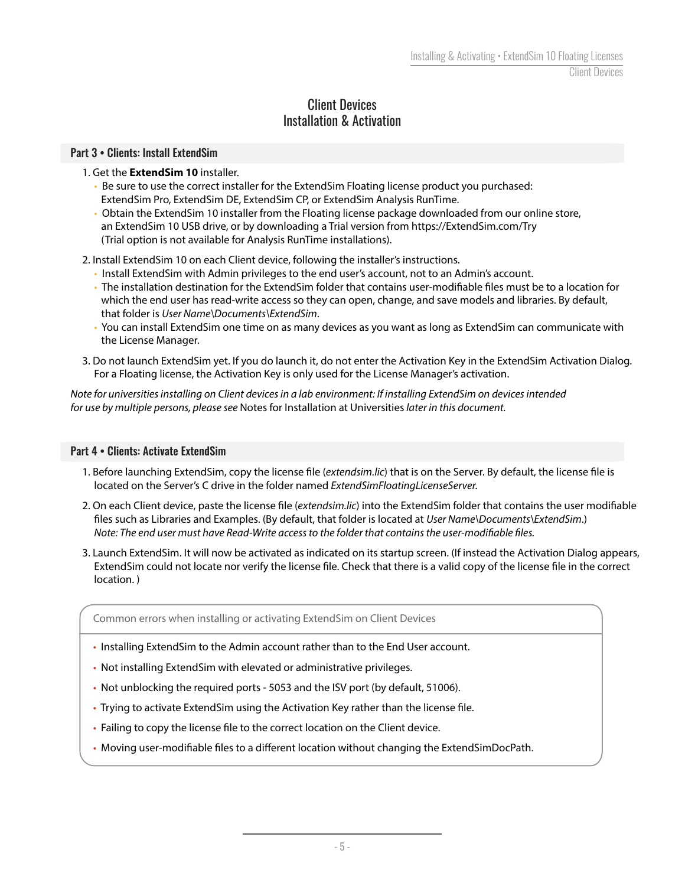# Client Devices
# Installation & Activation

## Part 3 • Clients: Install ExtendSim

1. Get the **ExtendSim 10** installer.
   - Be sure to use the correct installer for the ExtendSim Floating license product you purchased: ExtendSim Pro, ExtendSim DE, ExtendSim CP, or ExtendSim Analysis RunTime.
   - Obtain the ExtendSim 10 installer from the Floating license package downloaded from our online store, an ExtendSim 10 USB drive, or by downloading a Trial version from https://ExtendSim.com/Try (Trial option is not available for Analysis RunTime installations).
2. Install ExtendSim 10 on each Client device, following the installer's instructions.
   - Install ExtendSim with Admin privileges to the end user's account, not to an Admin's account.
   - The installation destination for the ExtendSim folder that contains user-modifiable files must be to a location for which the end user has read-write access so they can open, change, and save models and libraries. By default, that folder is *User Name\Documents\ExtendSim*.
   - You can install ExtendSim one time on as many devices as you want as long as ExtendSim can communicate with the License Manager.
3. Do not launch ExtendSim yet. If you do launch it, do not enter the Activation Key in the ExtendSim Activation Dialog. For a Floating license, the Activation Key is only used for the License Manager's activation.

*Note for universities installing on Client devices in a lab environment: If installing ExtendSim on devices intended for use by multiple persons, please see* Notes for Installation at Universities *later in this document.*

## Part 4 • Clients: Activate ExtendSim

1. Before launching ExtendSim, copy the license file (*extendsim.lic*) that is on the Server. By default, the license file is located on the Server's C drive in the folder named *ExtendSimFloatingLicenseServer.*
2. On each Client device, paste the license file (*extendsim.lic*) into the ExtendSim folder that contains the user modifiable files such as Libraries and Examples. (By default, that folder is located at *User Name\Documents\ExtendSim*.)
   *Note: The end user must have Read-Write access to the folder that contains the user-modifiable files.*
3. Launch ExtendSim. It will now be activated as indicated on its startup screen. (If instead the Activation Dialog appears, ExtendSim could not locate nor verify the license file. Check that there is a valid copy of the license file in the correct location. )

Common errors when installing or activating ExtendSim on Client Devices

- Installing ExtendSim to the Admin account rather than to the End User account.
- Not installing ExtendSim with elevated or administrative privileges.
- Not unblocking the required ports - 5053 and the ISV port (by default, 51006).
- Trying to activate ExtendSim using the Activation Key rather than the license file.
- Failing to copy the license file to the correct location on the Client device.
- Moving user-modifiable files to a different location without changing the ExtendSimDocPath.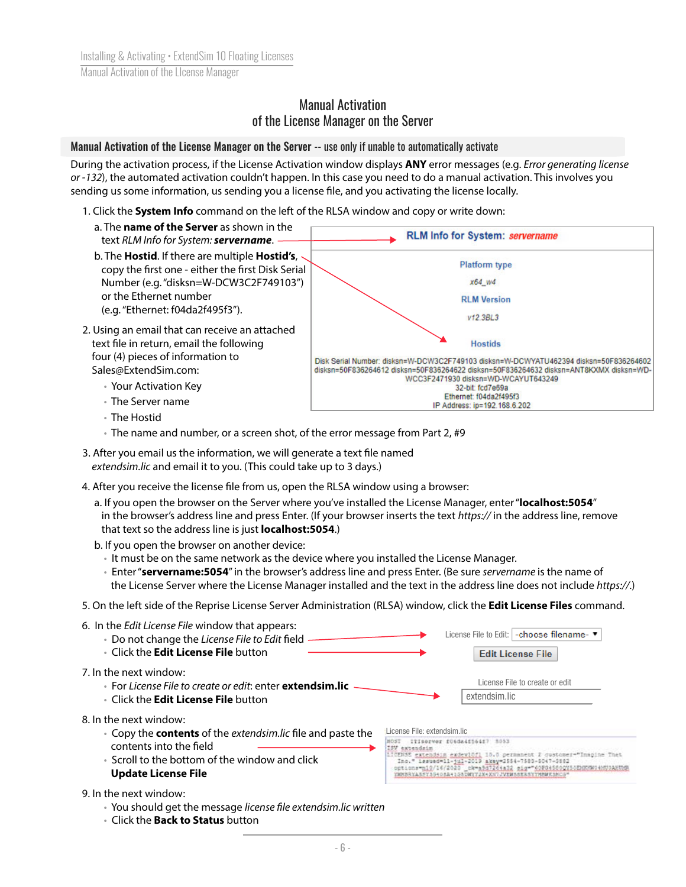# Manual Activation of the License Manager on the Server

## Manual Activation of the License Manager on the Server -- use only if unable to automatically activate

During the activation process, if the License Activation window displays **ANY** error messages (e.g. *Error generating license or -132*), the automated activation couldn't happen. In this case you need to do a manual activation. This involves you sending us some information, us sending you a license file, and you activating the license locally.

1. Click the **System Info** command on the left of the RLSA window and copy or write down:
   a. The **name of the Server** as shown in the text *RLM Info for System:* ***servername***.
   b. The **Hostid**. If there are multiple **Hostid's**, copy the first one - either the first Disk Serial Number (e.g. "disksn=W-DCW3C2F749103") or the Ethernet number (e.g. "Ethernet: f04da2f495f3").

   RLM Info for System: *servername*

   Platform type

   *x64_w4*

   RLM Version

   *v12.3BL3*

   Hostids

   Disk Serial Number: disksn=W-DCW3C2F749103 disksn=W-DCWYATU462394 disksn=50F836264602 disksn=50F836264612 disksn=50F836264622 disksn=50F836264632 disksn=ANT8KXMX disksn=WD-WCC3F2471930 disksn=WD-WCAYUT643249
   32-bit: fcd7e69a
   Ethernet: f04da2f495f3
   IP Address: ip=192.168.6.202

2. Using an email that can receive an attached text file in return, email the following four (4) pieces of information to Sales@ExtendSim.com:
   - Your Activation Key
   - The Server name
   - The Hostid
   - The name and number, or a screen shot, of the error message from Part 2, #9

3. After you email us the information, we will generate a text file named *extendsim.lic* and email it to you. (This could take up to 3 days.)

4. After you receive the license file from us, open the RLSA window using a browser:
   a. If you open the browser on the Server where you've installed the License Manager, enter "**localhost:5054**" in the browser's address line and press Enter. (If your browser inserts the text *https://* in the address line, remove that text so the address line is just **localhost:5054**.)
   b. If you open the browser on another device:
   - It must be on the same network as the device where you installed the License Manager.
   - Enter "**servername:5054**" in the browser's address line and press Enter. (Be sure *servername* is the name of the License Server where the License Manager installed and the text in the address line does not include *https://*.)

5. On the left side of the Reprise License Server Administration (RLSA) window, click the **Edit License Files** command.

6. In the *Edit License File* window that appears:
   - Do not change the *License File to Edit* field
   - Click the **Edit License File** button

   License File to Edit: -choose filename-

   Edit License File

7. In the next window:
   - For *License File to create or edit*: enter **extendsim.lic**
   - Click the **Edit License File** button

   License File to create or edit

   extendsim.lic

8. In the next window:
   - Copy the **contents** of the *extendsim.lic* file and paste the contents into the field
   - Scroll to the bottom of the window and click **Update License File**

   License File: extendsim.lic

9. In the next window:
   - You should get the message *license file extendsim.lic written*
   - Click the **Back to Status** button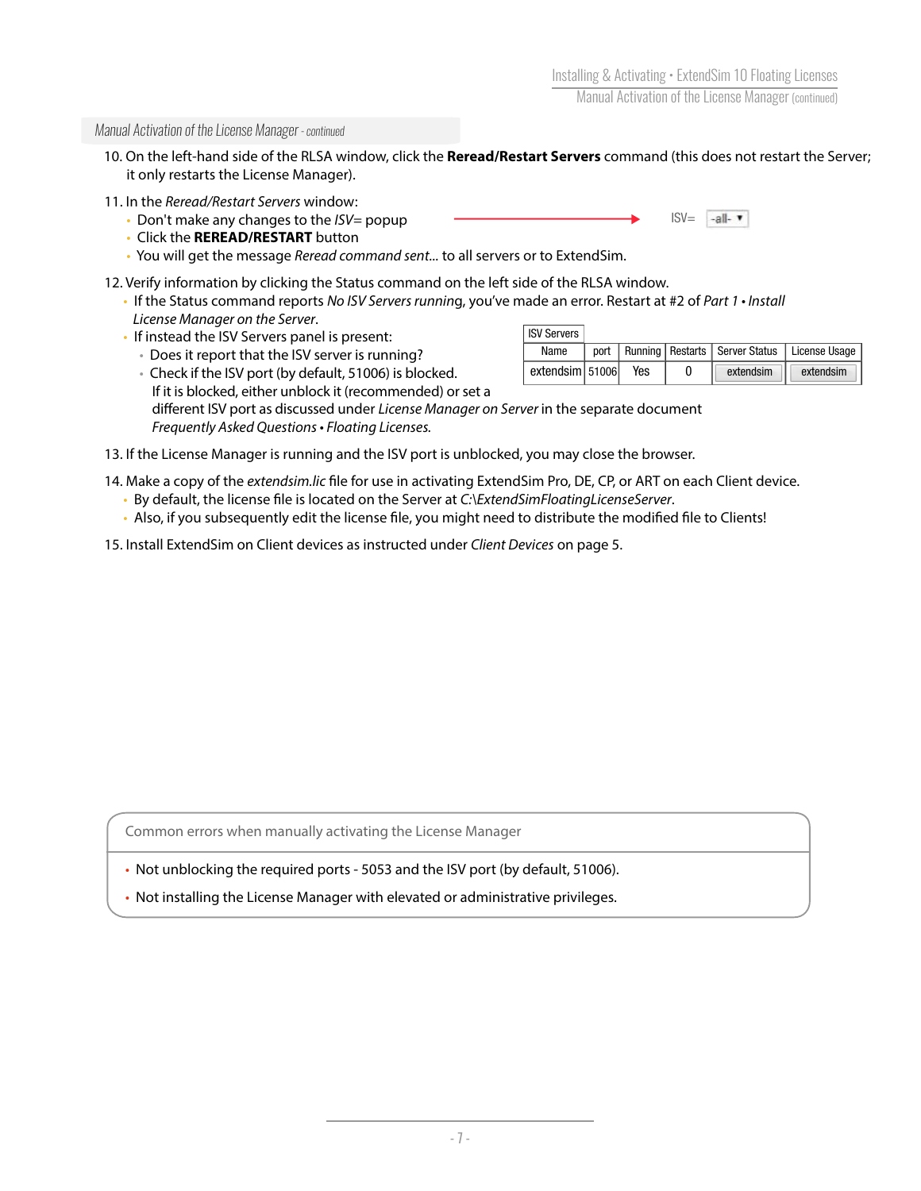*Manual Activation of the License Manager - continued*

10. On the left-hand side of the RLSA window, click the **Reread/Restart Servers** command (this does not restart the Server; it only restarts the License Manager).
11. In the *Reread/Restart Servers* window:
    - Don't make any changes to the *ISV=* popup → ISV= -all-
    - Click the **REREAD/RESTART** button
    - You will get the message *Reread command sent...* to all servers or to ExtendSim.
12. Verify information by clicking the Status command on the left side of the RLSA window.
    - If the Status command reports *No ISV Servers running*, you've made an error. Restart at #2 of *Part 1 • Install License Manager on the Server*.
    - If instead the ISV Servers panel is present:
        - Does it report that the ISV server is running?
        - Check if the ISV port (by default, 51006) is blocked. If it is blocked, either unblock it (recommended) or set a different ISV port as discussed under *License Manager on Server* in the separate document *Frequently Asked Questions • Floating Licenses*.

ISV Servers

| Name | port | Running | Restarts | Server Status | License Usage |
|---|---|---|---|---|---|
| extendsim | 51006 | Yes | 0 | extendsim | extendsim |

13. If the License Manager is running and the ISV port is unblocked, you may close the browser.
14. Make a copy of the *extendsim.lic* file for use in activating ExtendSim Pro, DE, CP, or ART on each Client device.
    - By default, the license file is located on the Server at *C:\ExtendSimFloatingLicenseServer*.
    - Also, if you subsequently edit the license file, you might need to distribute the modified file to Clients!
15. Install ExtendSim on Client devices as instructed under *Client Devices* on page 5.

**Common errors when manually activating the License Manager**

- Not unblocking the required ports - 5053 and the ISV port (by default, 51006).
- Not installing the License Manager with elevated or administrative privileges.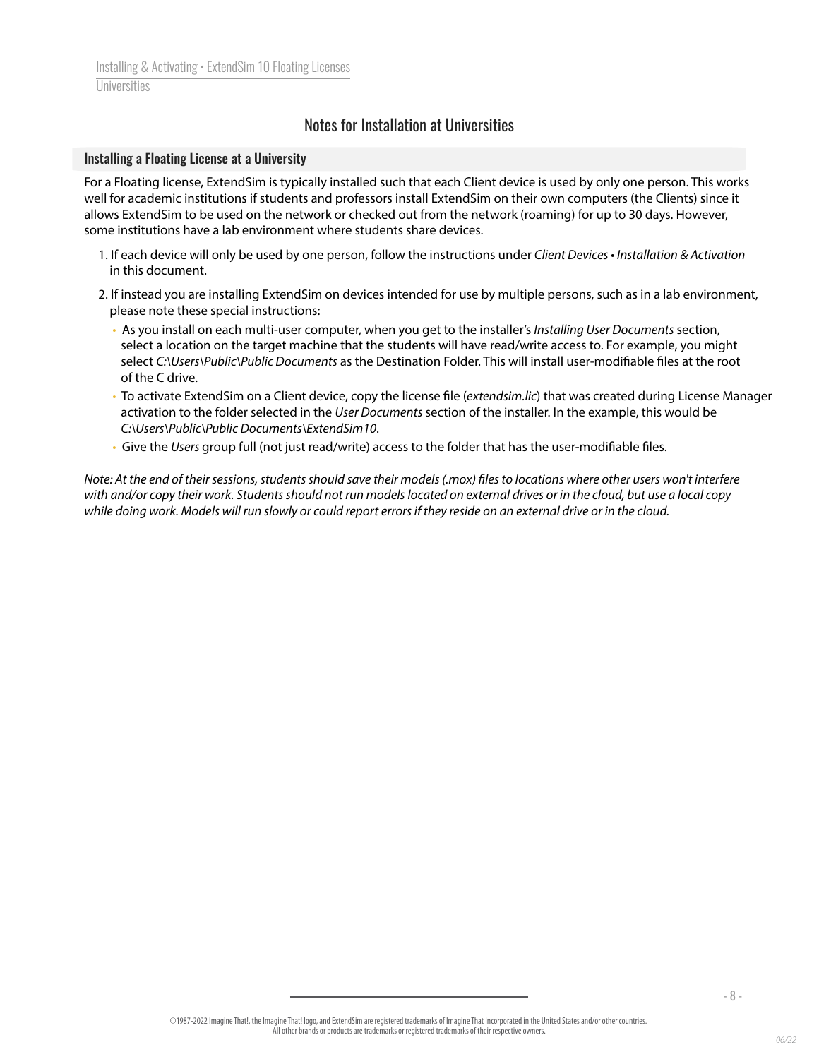# Notes for Installation at Universities

## Installing a Floating License at a University

For a Floating license, ExtendSim is typically installed such that each Client device is used by only one person. This works well for academic institutions if students and professors install ExtendSim on their own computers (the Clients) since it allows ExtendSim to be used on the network or checked out from the network (roaming) for up to 30 days. However, some institutions have a lab environment where students share devices.

1. If each device will only be used by one person, follow the instructions under *Client Devices • Installation & Activation* in this document.
2. If instead you are installing ExtendSim on devices intended for use by multiple persons, such as in a lab environment, please note these special instructions:
   - As you install on each multi-user computer, when you get to the installer's *Installing User Documents* section, select a location on the target machine that the students will have read/write access to. For example, you might select *C:\Users\Public\Public Documents* as the Destination Folder. This will install user-modifiable files at the root of the C drive.
   - To activate ExtendSim on a Client device, copy the license file (*extendsim.lic*) that was created during License Manager activation to the folder selected in the *User Documents* section of the installer. In the example, this would be *C:\Users\Public\Public Documents\ExtendSim10*.
   - Give the *Users* group full (not just read/write) access to the folder that has the user-modifiable files.

*Note: At the end of their sessions, students should save their models (.mox) files to locations where other users won't interfere with and/or copy their work. Students should not run models located on external drives or in the cloud, but use a local copy while doing work. Models will run slowly or could report errors if they reside on an external drive or in the cloud.*